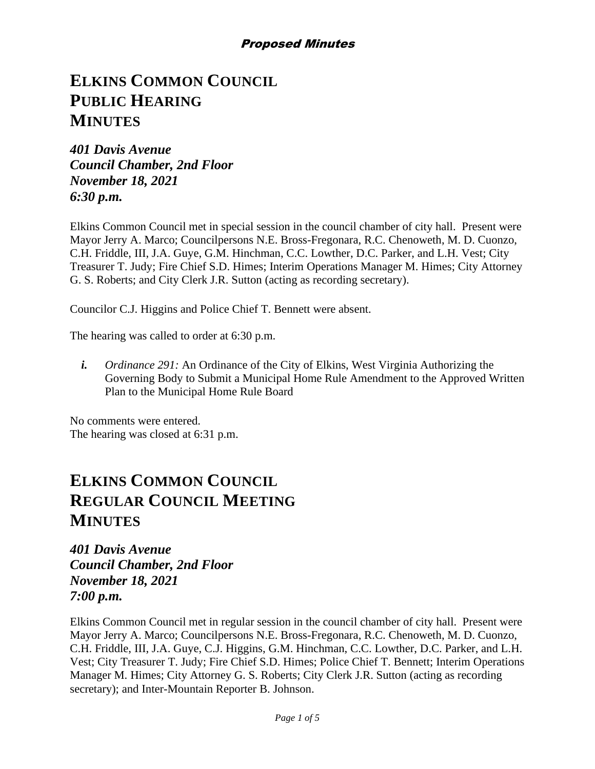*Proposed Minutes*

# ELKINS COMMON COUNCIL
# PUBLIC HEARING
# MINUTES

***401 Davis Avenue***
***Council Chamber, 2nd Floor***
***November 18, 2021***
***6:30 p.m.***

Elkins Common Council met in special session in the council chamber of city hall. Present were Mayor Jerry A. Marco; Councilpersons N.E. Bross-Fregonara, R.C. Chenoweth, M. D. Cuonzo, C.H. Friddle, III, J.A. Guye, G.M. Hinchman, C.C. Lowther, D.C. Parker, and L.H. Vest; City Treasurer T. Judy; Fire Chief S.D. Himes; Interim Operations Manager M. Himes; City Attorney G. S. Roberts; and City Clerk J.R. Sutton (acting as recording secretary).

Councilor C.J. Higgins and Police Chief T. Bennett were absent.

The hearing was called to order at 6:30 p.m.

***i.*** *Ordinance 291:* An Ordinance of the City of Elkins, West Virginia Authorizing the Governing Body to Submit a Municipal Home Rule Amendment to the Approved Written Plan to the Municipal Home Rule Board

No comments were entered.
The hearing was closed at 6:31 p.m.

# ELKINS COMMON COUNCIL
# REGULAR COUNCIL MEETING
# MINUTES

***401 Davis Avenue***
***Council Chamber, 2nd Floor***
***November 18, 2021***
***7:00 p.m.***

Elkins Common Council met in regular session in the council chamber of city hall. Present were Mayor Jerry A. Marco; Councilpersons N.E. Bross-Fregonara, R.C. Chenoweth, M. D. Cuonzo, C.H. Friddle, III, J.A. Guye, C.J. Higgins, G.M. Hinchman, C.C. Lowther, D.C. Parker, and L.H. Vest; City Treasurer T. Judy; Fire Chief S.D. Himes; Police Chief T. Bennett; Interim Operations Manager M. Himes; City Attorney G. S. Roberts; City Clerk J.R. Sutton (acting as recording secretary); and Inter-Mountain Reporter B. Johnson.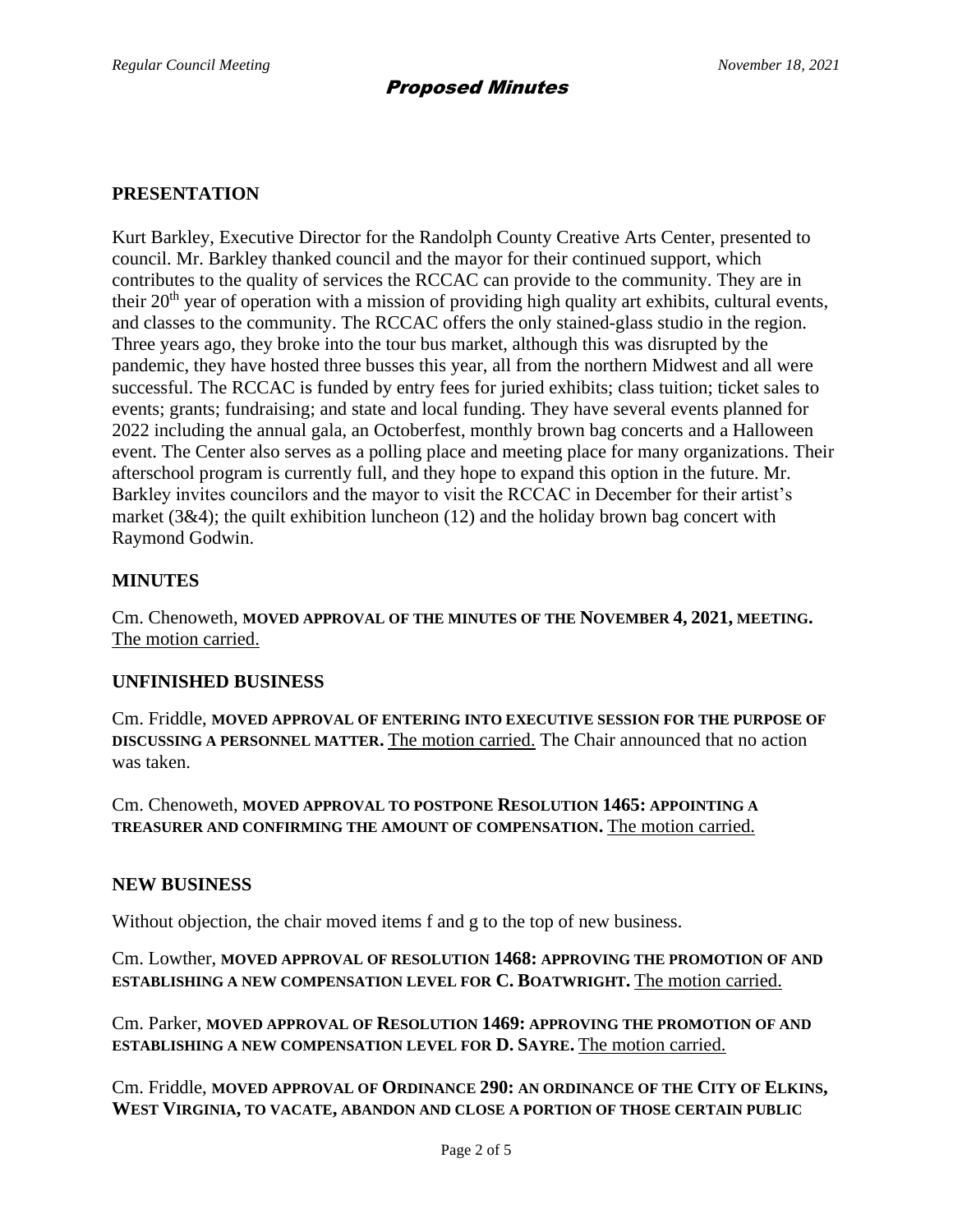*Proposed Minutes*

## PRESENTATION

Kurt Barkley, Executive Director for the Randolph County Creative Arts Center, presented to council. Mr. Barkley thanked council and the mayor for their continued support, which contributes to the quality of services the RCCAC can provide to the community. They are in their 20th year of operation with a mission of providing high quality art exhibits, cultural events, and classes to the community. The RCCAC offers the only stained-glass studio in the region. Three years ago, they broke into the tour bus market, although this was disrupted by the pandemic, they have hosted three busses this year, all from the northern Midwest and all were successful. The RCCAC is funded by entry fees for juried exhibits; class tuition; ticket sales to events; grants; fundraising; and state and local funding. They have several events planned for 2022 including the annual gala, an Octoberfest, monthly brown bag concerts and a Halloween event. The Center also serves as a polling place and meeting place for many organizations. Their afterschool program is currently full, and they hope to expand this option in the future. Mr. Barkley invites councilors and the mayor to visit the RCCAC in December for their artist's market (3&4); the quilt exhibition luncheon (12) and the holiday brown bag concert with Raymond Godwin.

## MINUTES

Cm. Chenoweth, **MOVED APPROVAL OF THE MINUTES OF THE NOVEMBER 4, 2021, MEETING.** The motion carried.

## UNFINISHED BUSINESS

Cm. Friddle, **MOVED APPROVAL OF ENTERING INTO EXECUTIVE SESSION FOR THE PURPOSE OF DISCUSSING A PERSONNEL MATTER.** The motion carried. The Chair announced that no action was taken.

Cm. Chenoweth, **MOVED APPROVAL TO POSTPONE RESOLUTION 1465: APPOINTING A TREASURER AND CONFIRMING THE AMOUNT OF COMPENSATION.** The motion carried.

## NEW BUSINESS

Without objection, the chair moved items f and g to the top of new business.

Cm. Lowther, **MOVED APPROVAL OF RESOLUTION 1468: APPROVING THE PROMOTION OF AND ESTABLISHING A NEW COMPENSATION LEVEL FOR C. BOATWRIGHT.** The motion carried.

Cm. Parker, **MOVED APPROVAL OF RESOLUTION 1469: APPROVING THE PROMOTION OF AND ESTABLISHING A NEW COMPENSATION LEVEL FOR D. SAYRE.** The motion carried.

Cm. Friddle, **MOVED APPROVAL OF ORDINANCE 290: AN ORDINANCE OF THE CITY OF ELKINS, WEST VIRGINIA, TO VACATE, ABANDON AND CLOSE A PORTION OF THOSE CERTAIN PUBLIC**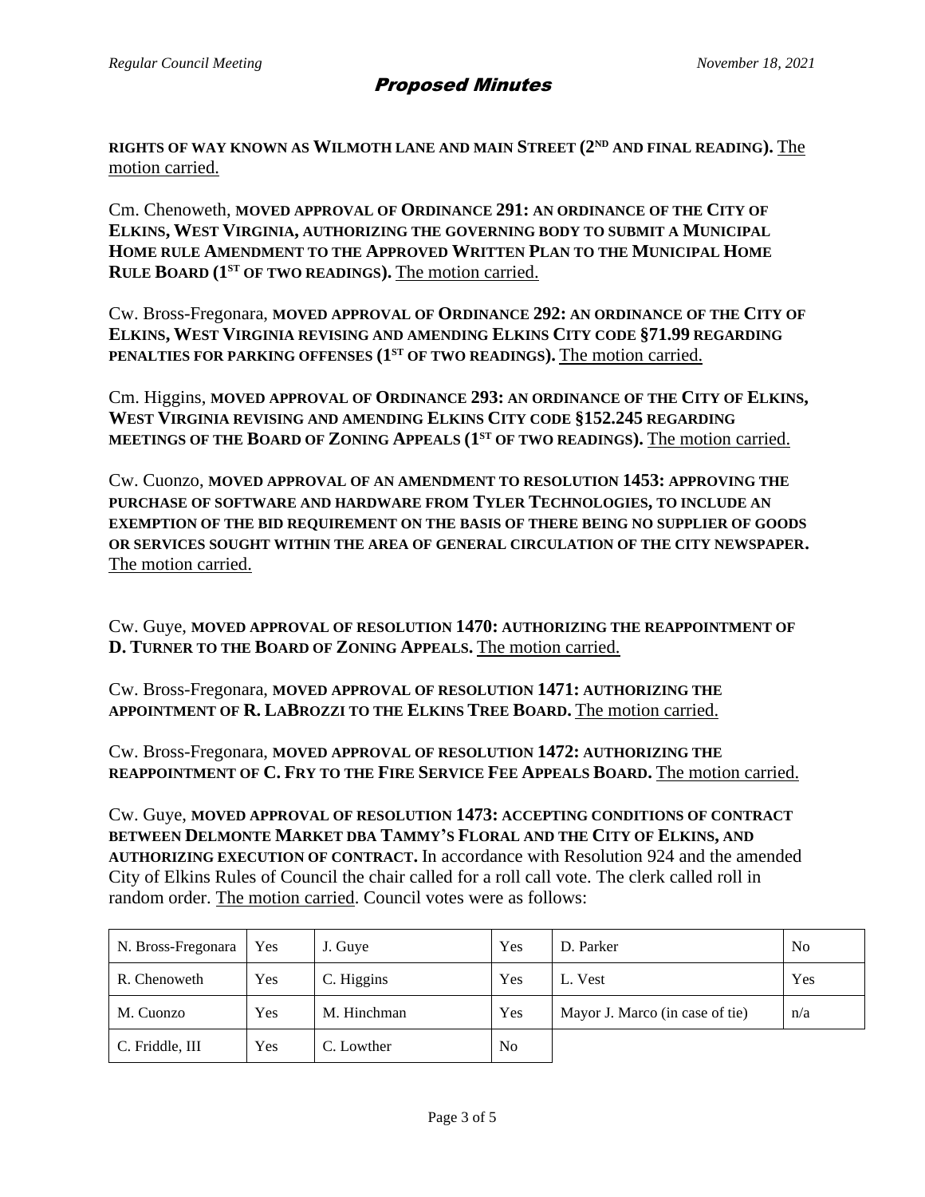**RIGHTS OF WAY KNOWN AS WILMOTH LANE AND MAIN STREET (2ND AND FINAL READING).** The motion carried.

Cm. Chenoweth, **MOVED APPROVAL OF ORDINANCE 291: AN ORDINANCE OF THE CITY OF ELKINS, WEST VIRGINIA, AUTHORIZING THE GOVERNING BODY TO SUBMIT A MUNICIPAL HOME RULE AMENDMENT TO THE APPROVED WRITTEN PLAN TO THE MUNICIPAL HOME RULE BOARD (1ST OF TWO READINGS).** The motion carried.

Cw. Bross-Fregonara, **MOVED APPROVAL OF ORDINANCE 292: AN ORDINANCE OF THE CITY OF ELKINS, WEST VIRGINIA REVISING AND AMENDING ELKINS CITY CODE §71.99 REGARDING PENALTIES FOR PARKING OFFENSES (1ST OF TWO READINGS).** The motion carried.

Cm. Higgins, **MOVED APPROVAL OF ORDINANCE 293: AN ORDINANCE OF THE CITY OF ELKINS, WEST VIRGINIA REVISING AND AMENDING ELKINS CITY CODE §152.245 REGARDING MEETINGS OF THE BOARD OF ZONING APPEALS (1ST OF TWO READINGS).** The motion carried.

Cw. Cuonzo, **MOVED APPROVAL OF AN AMENDMENT TO RESOLUTION 1453: APPROVING THE PURCHASE OF SOFTWARE AND HARDWARE FROM TYLER TECHNOLOGIES, TO INCLUDE AN EXEMPTION OF THE BID REQUIREMENT ON THE BASIS OF THERE BEING NO SUPPLIER OF GOODS OR SERVICES SOUGHT WITHIN THE AREA OF GENERAL CIRCULATION OF THE CITY NEWSPAPER.** The motion carried.

Cw. Guye, **MOVED APPROVAL OF RESOLUTION 1470: AUTHORIZING THE REAPPOINTMENT OF D. TURNER TO THE BOARD OF ZONING APPEALS.** The motion carried.

Cw. Bross-Fregonara, **MOVED APPROVAL OF RESOLUTION 1471: AUTHORIZING THE APPOINTMENT OF R. LABROZZI TO THE ELKINS TREE BOARD.** The motion carried.

Cw. Bross-Fregonara, **MOVED APPROVAL OF RESOLUTION 1472: AUTHORIZING THE REAPPOINTMENT OF C. FRY TO THE FIRE SERVICE FEE APPEALS BOARD.** The motion carried.

Cw. Guye, **MOVED APPROVAL OF RESOLUTION 1473: ACCEPTING CONDITIONS OF CONTRACT BETWEEN DELMONTE MARKET DBA TAMMY'S FLORAL AND THE CITY OF ELKINS, AND AUTHORIZING EXECUTION OF CONTRACT.** In accordance with Resolution 924 and the amended City of Elkins Rules of Council the chair called for a roll call vote. The clerk called roll in random order. The motion carried. Council votes were as follows:

| | | | | | |
|---|---|---|---|---|---|
| N. Bross-Fregonara | Yes | J. Guye | Yes | D. Parker | No |
| R. Chenoweth | Yes | C. Higgins | Yes | L. Vest | Yes |
| M. Cuonzo | Yes | M. Hinchman | Yes | Mayor J. Marco (in case of tie) | n/a |
| C. Friddle, III | Yes | C. Lowther | No | | |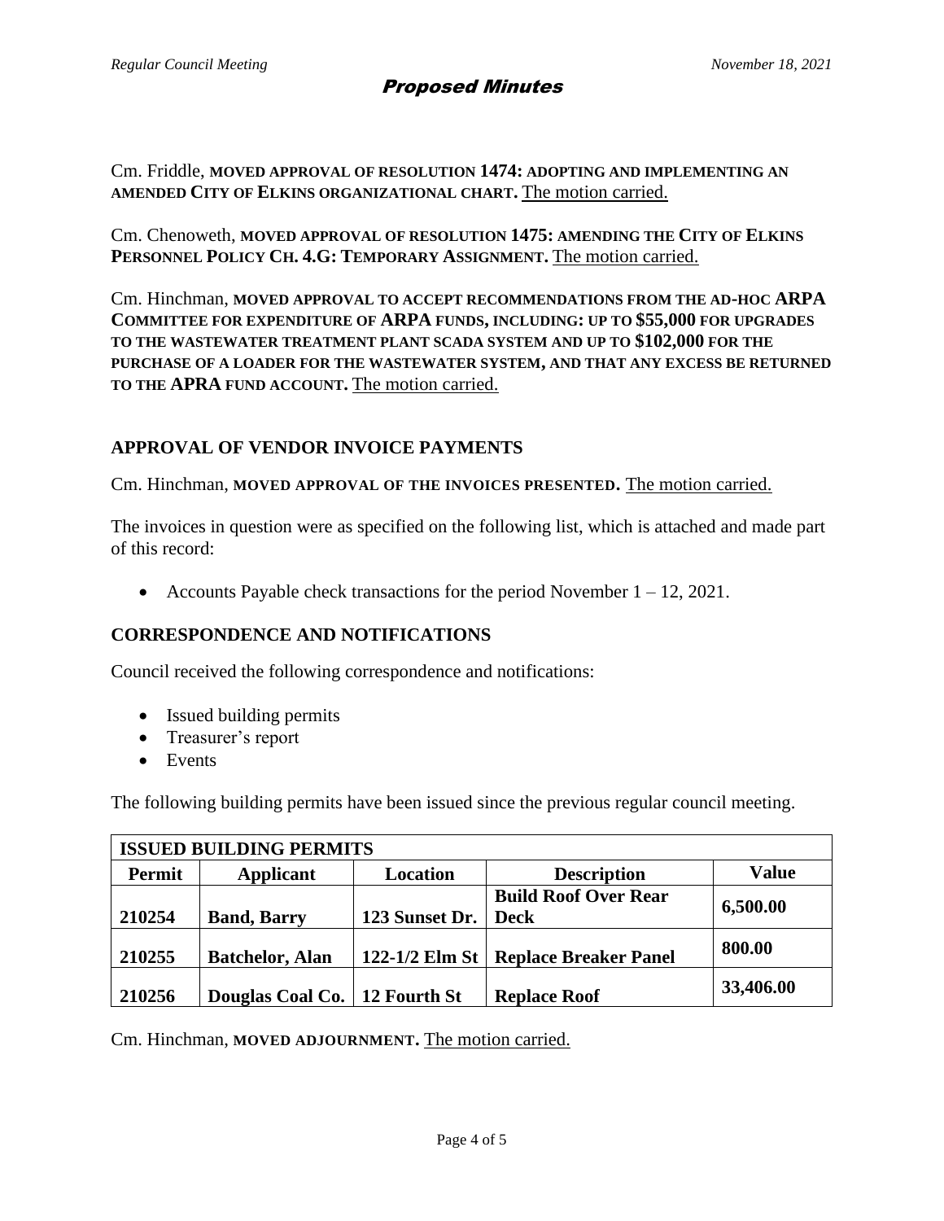Cm. Friddle, **MOVED APPROVAL OF RESOLUTION 1474: ADOPTING AND IMPLEMENTING AN AMENDED CITY OF ELKINS ORGANIZATIONAL CHART.** The motion carried.

Cm. Chenoweth, **MOVED APPROVAL OF RESOLUTION 1475: AMENDING THE CITY OF ELKINS PERSONNEL POLICY CH. 4.G: TEMPORARY ASSIGNMENT.** The motion carried.

Cm. Hinchman, **MOVED APPROVAL TO ACCEPT RECOMMENDATIONS FROM THE AD-HOC ARPA COMMITTEE FOR EXPENDITURE OF ARPA FUNDS, INCLUDING: UP TO $55,000 FOR UPGRADES TO THE WASTEWATER TREATMENT PLANT SCADA SYSTEM AND UP TO $102,000 FOR THE PURCHASE OF A LOADER FOR THE WASTEWATER SYSTEM, AND THAT ANY EXCESS BE RETURNED TO THE APRA FUND ACCOUNT.** The motion carried.

## APPROVAL OF VENDOR INVOICE PAYMENTS

Cm. Hinchman, **MOVED APPROVAL OF THE INVOICES PRESENTED.** The motion carried.

The invoices in question were as specified on the following list, which is attached and made part of this record:

- Accounts Payable check transactions for the period November 1 – 12, 2021.

## CORRESPONDENCE AND NOTIFICATIONS

Council received the following correspondence and notifications:

- Issued building permits
- Treasurer's report
- Events

The following building permits have been issued since the previous regular council meeting.

| ISSUED BUILDING PERMITS | | | | |
|---|---|---|---|---|
| **Permit** | **Applicant** | **Location** | **Description** | **Value** |
| **210254** | **Band, Barry** | **123 Sunset Dr.** | **Build Roof Over Rear Deck** | **6,500.00** |
| **210255** | **Batchelor, Alan** | **122-1/2 Elm St** | **Replace Breaker Panel** | **800.00** |
| **210256** | **Douglas Coal Co.** | **12 Fourth St** | **Replace Roof** | **33,406.00** |

Cm. Hinchman, **MOVED ADJOURNMENT.** The motion carried.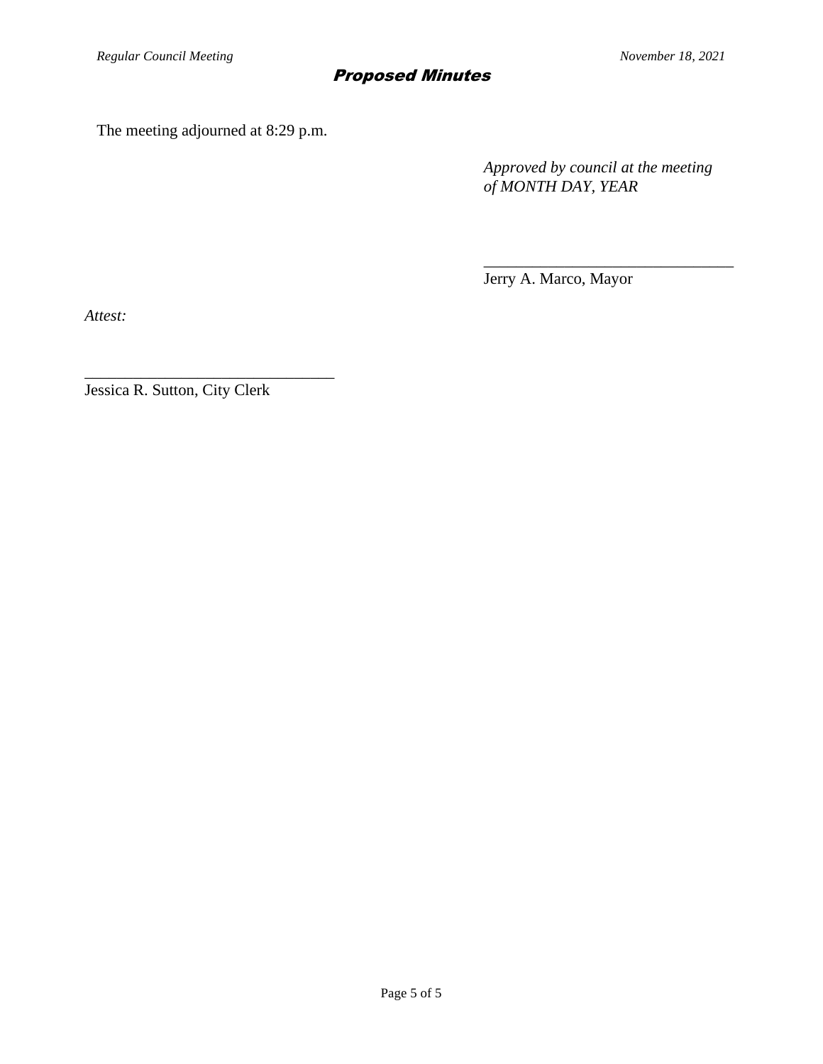The meeting adjourned at 8:29 p.m.

*Approved by council at the meeting of MONTH DAY, YEAR*

_______________________________
Jerry A. Marco, Mayor

*Attest:*

_______________________________
Jessica R. Sutton, City Clerk